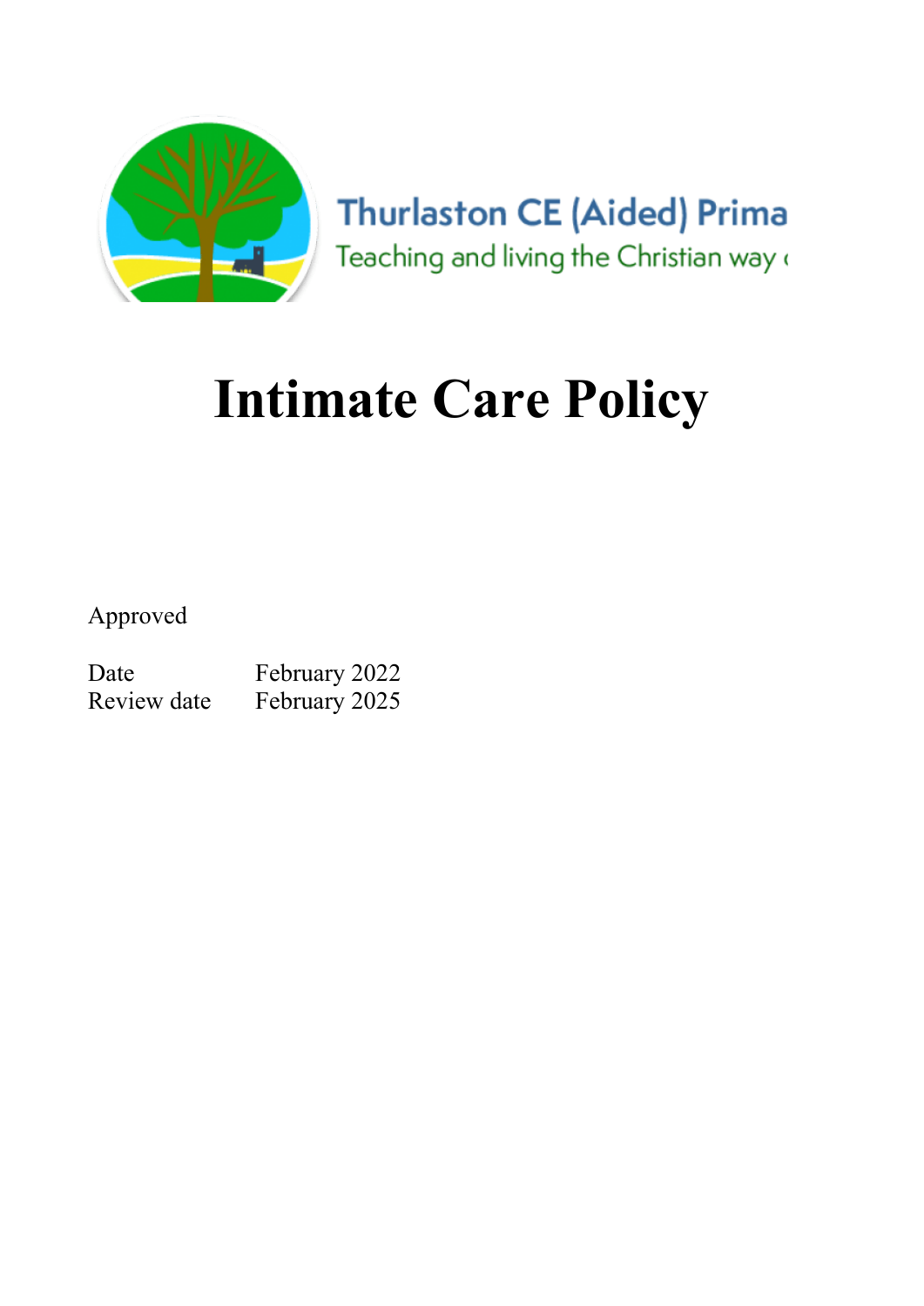Thurlaston CE (Aided) Prima

Teaching and living the Christian way

# Intimate Care Policy

Approved

| | |
|---|---|
| Date | February 2022 |
| Review date | February 2025 |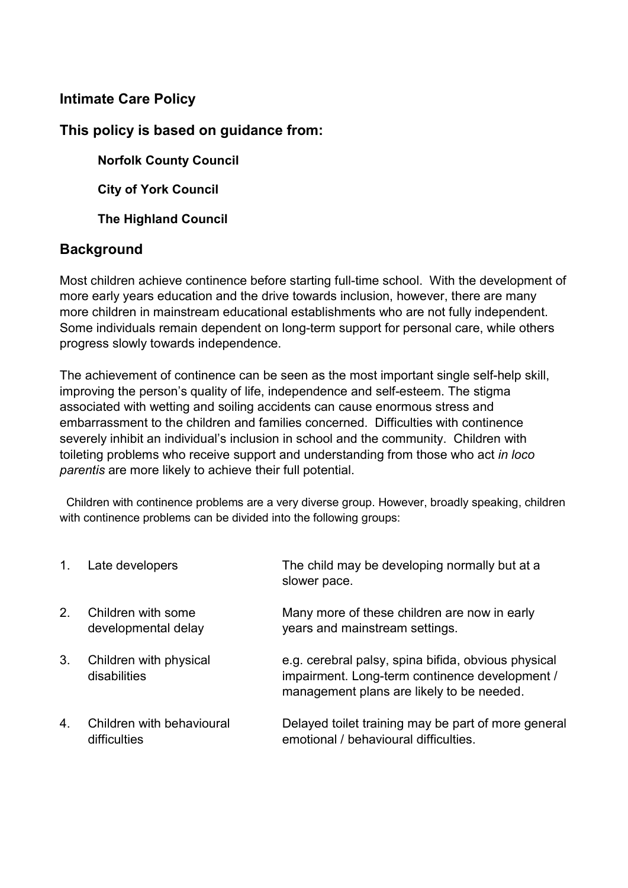## Intimate Care Policy

## This policy is based on guidance from:

**Norfolk County Council**

**City of York Council**

**The Highland Council**

## Background

Most children achieve continence before starting full-time school. With the development of more early years education and the drive towards inclusion, however, there are many more children in mainstream educational establishments who are not fully independent. Some individuals remain dependent on long-term support for personal care, while others progress slowly towards independence.

The achievement of continence can be seen as the most important single self-help skill, improving the person's quality of life, independence and self-esteem. The stigma associated with wetting and soiling accidents can cause enormous stress and embarrassment to the children and families concerned. Difficulties with continence severely inhibit an individual's inclusion in school and the community. Children with toileting problems who receive support and understanding from those who act *in loco parentis* are more likely to achieve their full potential.

Children with continence problems are a very diverse group. However, broadly speaking, children with continence problems can be divided into the following groups:

| | | |
|---|---|---|
| 1. | Late developers | The child may be developing normally but at a slower pace. |
| 2. | Children with some developmental delay | Many more of these children are now in early years and mainstream settings. |
| 3. | Children with physical disabilities | e.g. cerebral palsy, spina bifida, obvious physical impairment. Long-term continence development / management plans are likely to be needed. |
| 4. | Children with behavioural difficulties | Delayed toilet training may be part of more general emotional / behavioural difficulties. |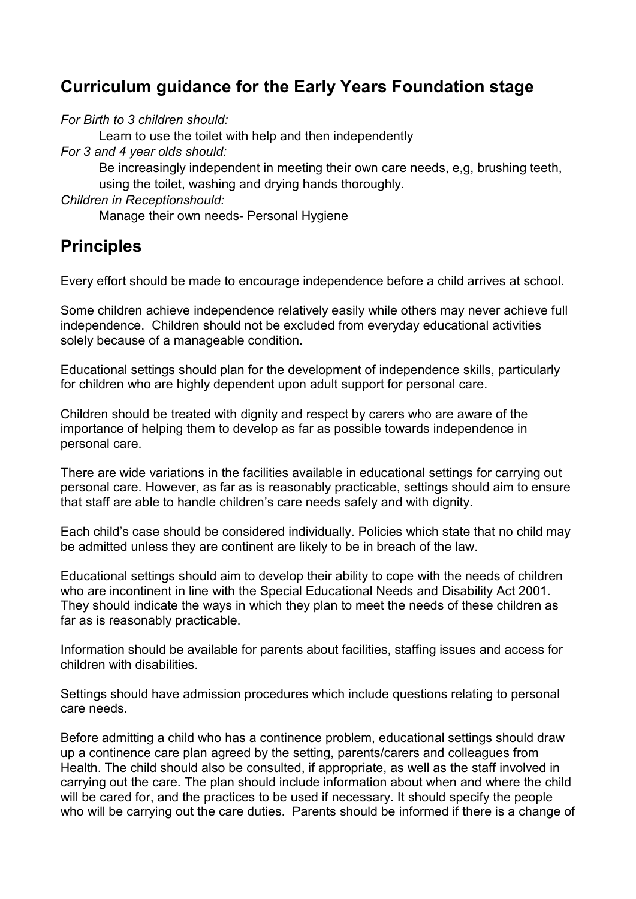## Curriculum guidance for the Early Years Foundation stage

*For Birth to 3 children should:*

Learn to use the toilet with help and then independently

*For 3 and 4 year olds should:*

Be increasingly independent in meeting their own care needs, e,g, brushing teeth, using the toilet, washing and drying hands thoroughly.

*Children in Receptionshould:*

Manage their own needs- Personal Hygiene

## Principles

Every effort should be made to encourage independence before a child arrives at school.

Some children achieve independence relatively easily while others may never achieve full independence. Children should not be excluded from everyday educational activities solely because of a manageable condition.

Educational settings should plan for the development of independence skills, particularly for children who are highly dependent upon adult support for personal care.

Children should be treated with dignity and respect by carers who are aware of the importance of helping them to develop as far as possible towards independence in personal care.

There are wide variations in the facilities available in educational settings for carrying out personal care. However, as far as is reasonably practicable, settings should aim to ensure that staff are able to handle children's care needs safely and with dignity.

Each child's case should be considered individually. Policies which state that no child may be admitted unless they are continent are likely to be in breach of the law.

Educational settings should aim to develop their ability to cope with the needs of children who are incontinent in line with the Special Educational Needs and Disability Act 2001. They should indicate the ways in which they plan to meet the needs of these children as far as is reasonably practicable.

Information should be available for parents about facilities, staffing issues and access for children with disabilities.

Settings should have admission procedures which include questions relating to personal care needs.

Before admitting a child who has a continence problem, educational settings should draw up a continence care plan agreed by the setting, parents/carers and colleagues from Health. The child should also be consulted, if appropriate, as well as the staff involved in carrying out the care. The plan should include information about when and where the child will be cared for, and the practices to be used if necessary. It should specify the people who will be carrying out the care duties. Parents should be informed if there is a change of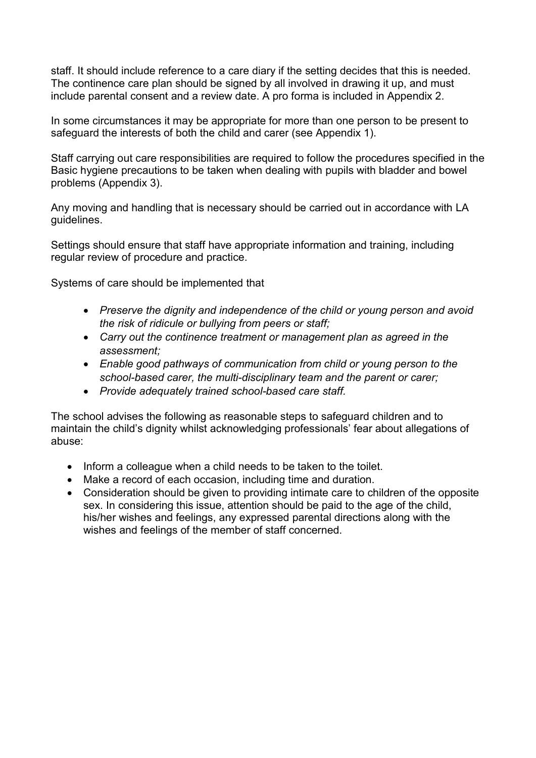staff. It should include reference to a care diary if the setting decides that this is needed. The continence care plan should be signed by all involved in drawing it up, and must include parental consent and a review date. A pro forma is included in Appendix 2.

In some circumstances it may be appropriate for more than one person to be present to safeguard the interests of both the child and carer (see Appendix 1).

Staff carrying out care responsibilities are required to follow the procedures specified in the Basic hygiene precautions to be taken when dealing with pupils with bladder and bowel problems (Appendix 3).

Any moving and handling that is necessary should be carried out in accordance with LA guidelines.

Settings should ensure that staff have appropriate information and training, including regular review of procedure and practice.

Systems of care should be implemented that

- *Preserve the dignity and independence of the child or young person and avoid the risk of ridicule or bullying from peers or staff;*
- *Carry out the continence treatment or management plan as agreed in the assessment;*
- *Enable good pathways of communication from child or young person to the school-based carer, the multi-disciplinary team and the parent or carer;*
- *Provide adequately trained school-based care staff.*

The school advises the following as reasonable steps to safeguard children and to maintain the child's dignity whilst acknowledging professionals' fear about allegations of abuse:

- Inform a colleague when a child needs to be taken to the toilet.
- Make a record of each occasion, including time and duration.
- Consideration should be given to providing intimate care to children of the opposite sex. In considering this issue, attention should be paid to the age of the child, his/her wishes and feelings, any expressed parental directions along with the wishes and feelings of the member of staff concerned.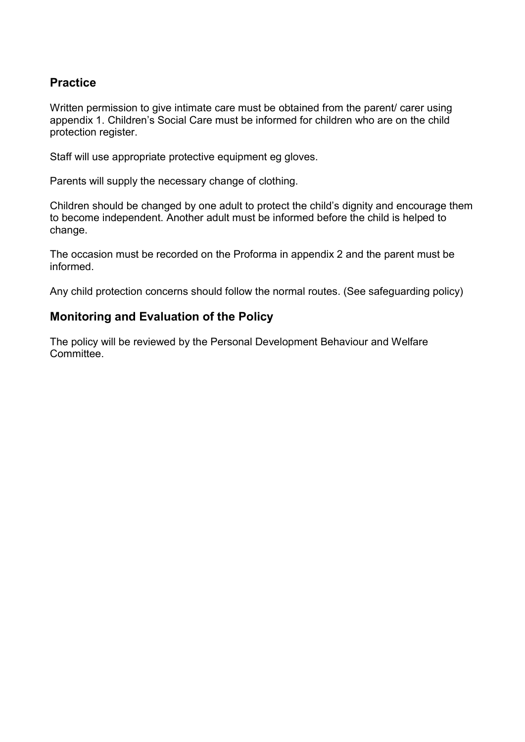## Practice

Written permission to give intimate care must be obtained from the parent/ carer using appendix 1. Children's Social Care must be informed for children who are on the child protection register.

Staff will use appropriate protective equipment eg gloves.

Parents will supply the necessary change of clothing.

Children should be changed by one adult to protect the child's dignity and encourage them to become independent. Another adult must be informed before the child is helped to change.

The occasion must be recorded on the Proforma in appendix 2 and the parent must be informed.

Any child protection concerns should follow the normal routes. (See safeguarding policy)

## Monitoring and Evaluation of the Policy

The policy will be reviewed by the Personal Development Behaviour and Welfare Committee.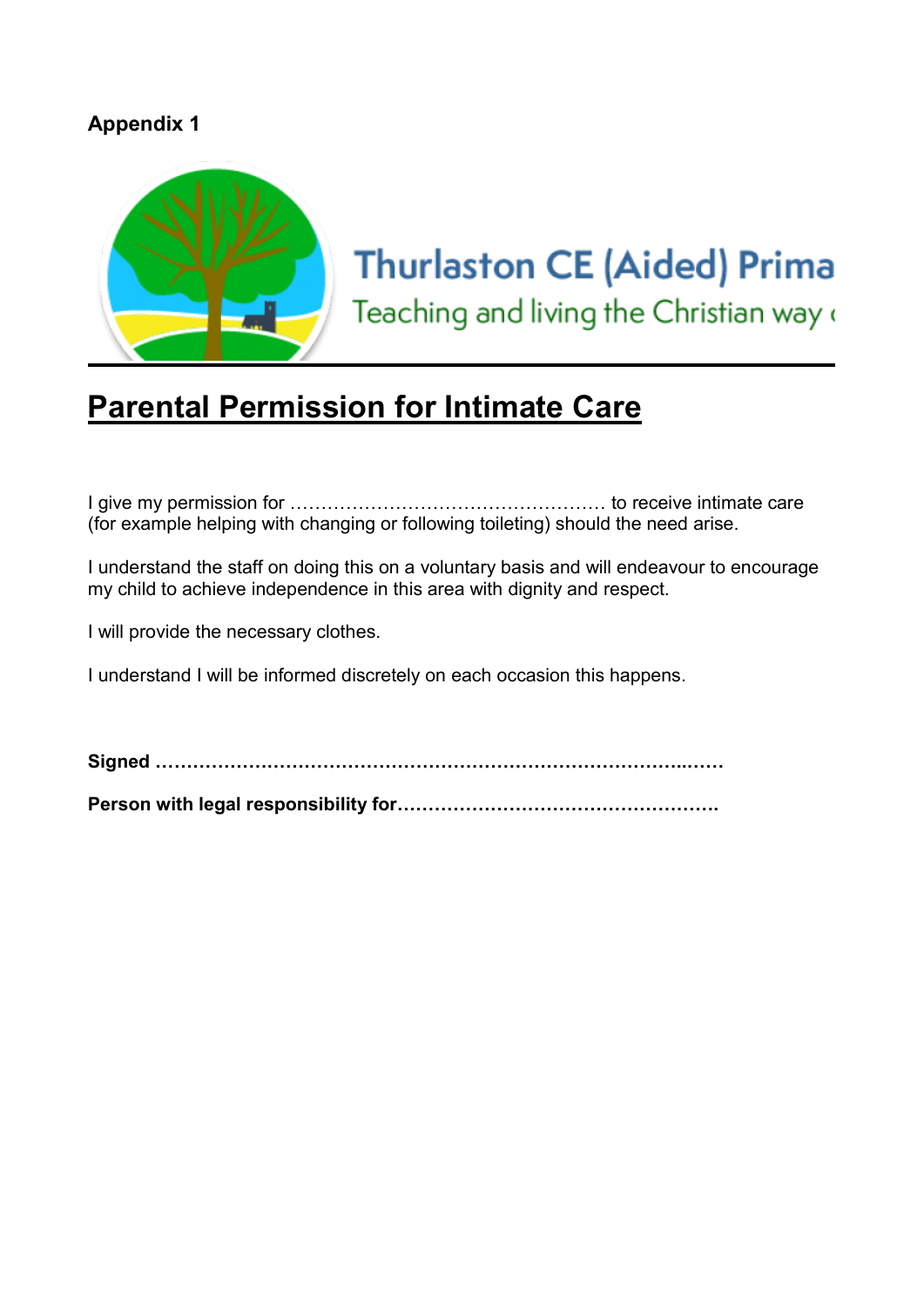**Appendix 1**

Thurlaston CE (Aided) Prima
Teaching and living the Christian way

## Parental Permission for Intimate Care

I give my permission for …………………………………………… to receive intimate care (for example helping with changing or following toileting) should the need arise.

I understand the staff on doing this on a voluntary basis and will endeavour to encourage my child to achieve independence in this area with dignity and respect.

I will provide the necessary clothes.

I understand I will be informed discretely on each occasion this happens.

**Signed ………………………………………………………………………..……**

**Person with legal responsibility for…………………………………………….**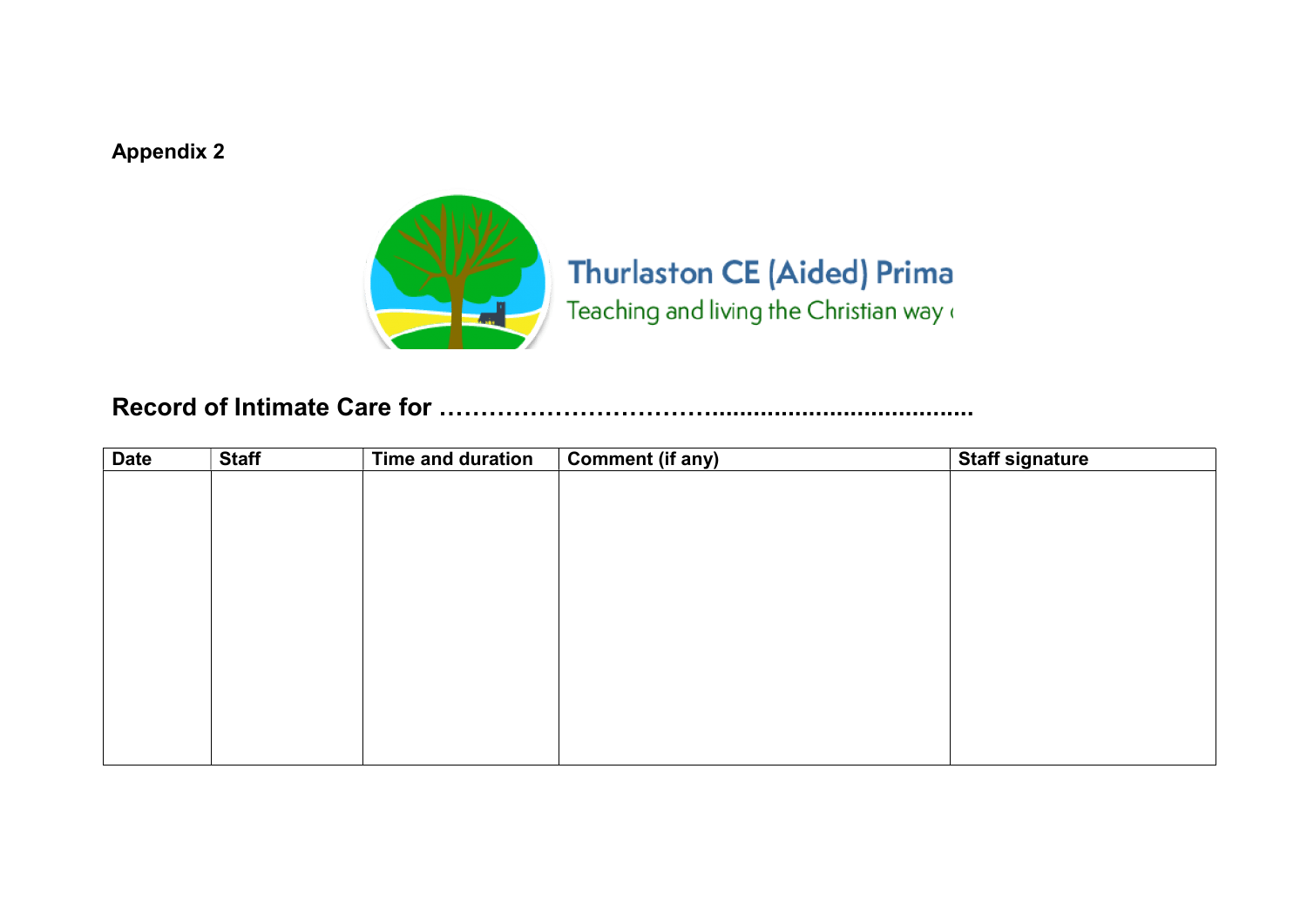**Appendix 2**

Thurlaston CE (Aided) Prima
Teaching and living the Christian way (

## Record of Intimate Care for …………………………….................................

| Date | Staff | Time and duration | Comment (if any) | Staff signature |
|---|---|---|---|---|
| | | | | |